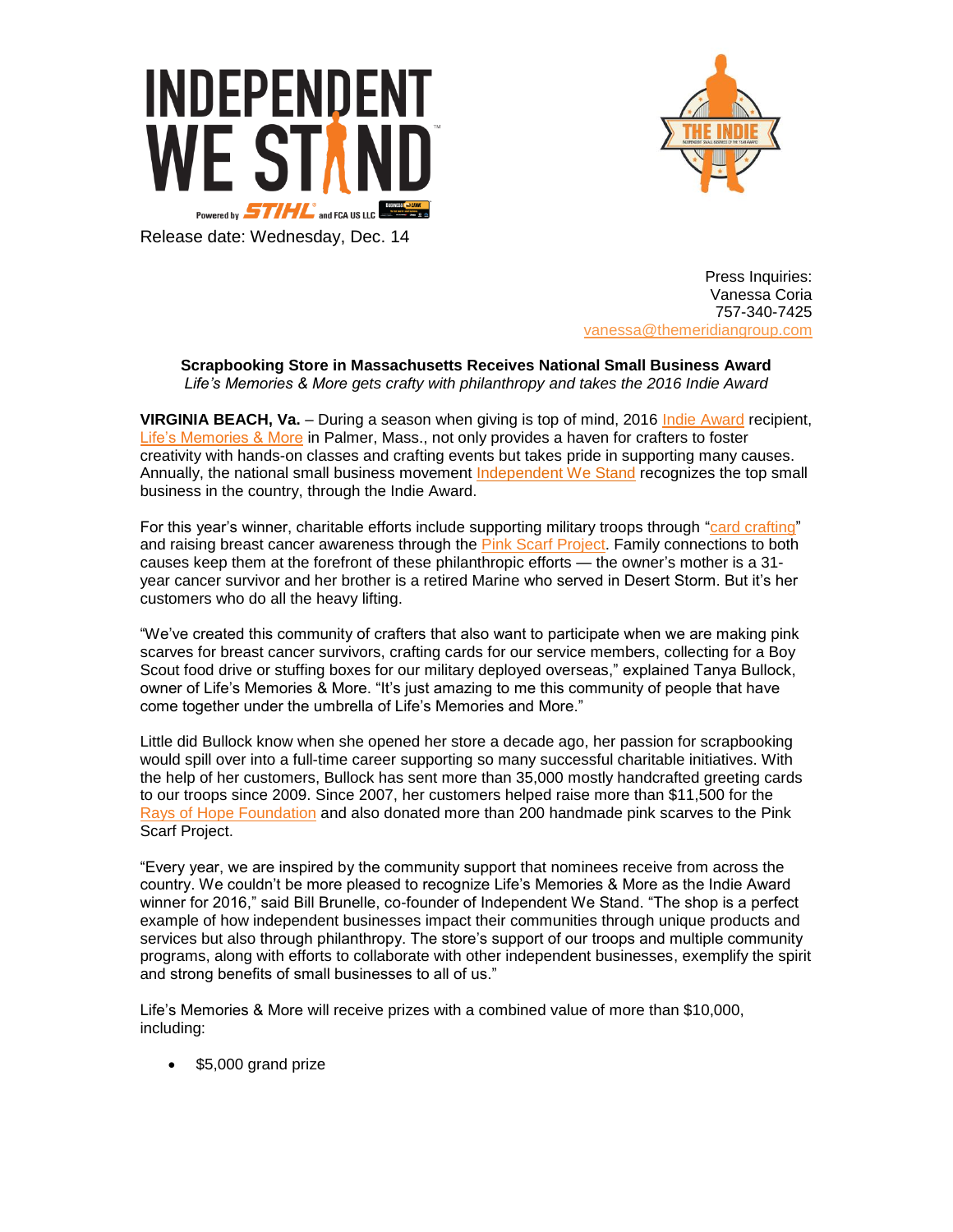Release date: Wednesday, Dec. 14

Press Inquiries:
Vanessa Coria
757-340-7425
vanessa@themeridiangroup.com

**Scrapbooking Store in Massachusetts Receives National Small Business Award**

*Life's Memories & More gets crafty with philanthropy and takes the 2016 Indie Award*

**VIRGINIA BEACH, Va.** – During a season when giving is top of mind, 2016 Indie Award recipient, Life's Memories & More in Palmer, Mass., not only provides a haven for crafters to foster creativity with hands-on classes and crafting events but takes pride in supporting many causes. Annually, the national small business movement Independent We Stand recognizes the top small business in the country, through the Indie Award.

For this year's winner, charitable efforts include supporting military troops through "card crafting" and raising breast cancer awareness through the Pink Scarf Project. Family connections to both causes keep them at the forefront of these philanthropic efforts — the owner's mother is a 31-year cancer survivor and her brother is a retired Marine who served in Desert Storm. But it's her customers who do all the heavy lifting.

"We've created this community of crafters that also want to participate when we are making pink scarves for breast cancer survivors, crafting cards for our service members, collecting for a Boy Scout food drive or stuffing boxes for our military deployed overseas," explained Tanya Bullock, owner of Life's Memories & More. "It's just amazing to me this community of people that have come together under the umbrella of Life's Memories and More."

Little did Bullock know when she opened her store a decade ago, her passion for scrapbooking would spill over into a full-time career supporting so many successful charitable initiatives. With the help of her customers, Bullock has sent more than 35,000 mostly handcrafted greeting cards to our troops since 2009. Since 2007, her customers helped raise more than $11,500 for the Rays of Hope Foundation and also donated more than 200 handmade pink scarves to the Pink Scarf Project.

"Every year, we are inspired by the community support that nominees receive from across the country. We couldn't be more pleased to recognize Life's Memories & More as the Indie Award winner for 2016," said Bill Brunelle, co-founder of Independent We Stand. "The shop is a perfect example of how independent businesses impact their communities through unique products and services but also through philanthropy. The store's support of our troops and multiple community programs, along with efforts to collaborate with other independent businesses, exemplify the spirit and strong benefits of small businesses to all of us."

Life's Memories & More will receive prizes with a combined value of more than $10,000, including:

- $5,000 grand prize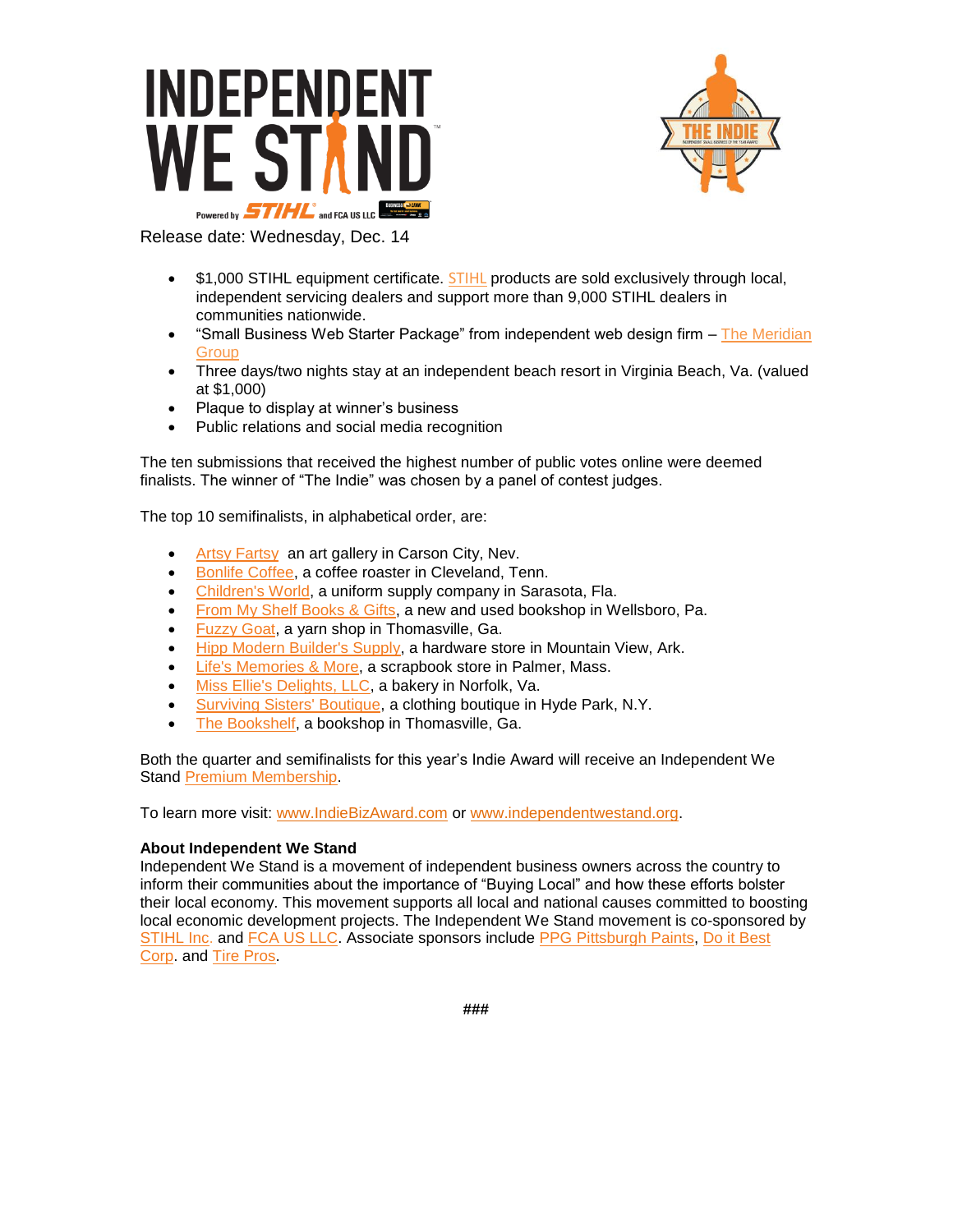Release date: Wednesday, Dec. 14

- $1,000 STIHL equipment certificate. STIHL products are sold exclusively through local, independent servicing dealers and support more than 9,000 STIHL dealers in communities nationwide.
- “Small Business Web Starter Package” from independent web design firm – The Meridian Group
- Three days/two nights stay at an independent beach resort in Virginia Beach, Va. (valued at $1,000)
- Plaque to display at winner’s business
- Public relations and social media recognition

The ten submissions that received the highest number of public votes online were deemed finalists. The winner of “The Indie” was chosen by a panel of contest judges.

The top 10 semifinalists, in alphabetical order, are:

- Artsy Fartsy  an art gallery in Carson City, Nev.
- Bonlife Coffee, a coffee roaster in Cleveland, Tenn.
- Children's World, a uniform supply company in Sarasota, Fla.
- From My Shelf Books & Gifts, a new and used bookshop in Wellsboro, Pa.
- Fuzzy Goat, a yarn shop in Thomasville, Ga.
- Hipp Modern Builder's Supply, a hardware store in Mountain View, Ark.
- Life's Memories & More, a scrapbook store in Palmer, Mass.
- Miss Ellie's Delights, LLC, a bakery in Norfolk, Va.
- Surviving Sisters' Boutique, a clothing boutique in Hyde Park, N.Y.
- The Bookshelf, a bookshop in Thomasville, Ga.

Both the quarter and semifinalists for this year’s Indie Award will receive an Independent We Stand Premium Membership.

To learn more visit: www.IndieBizAward.com or www.independentwestand.org.

**About Independent We Stand**
Independent We Stand is a movement of independent business owners across the country to inform their communities about the importance of “Buying Local” and how these efforts bolster their local economy. This movement supports all local and national causes committed to boosting local economic development projects. The Independent We Stand movement is co-sponsored by STIHL Inc. and FCA US LLC. Associate sponsors include PPG Pittsburgh Paints, Do it Best Corp. and Tire Pros.

###